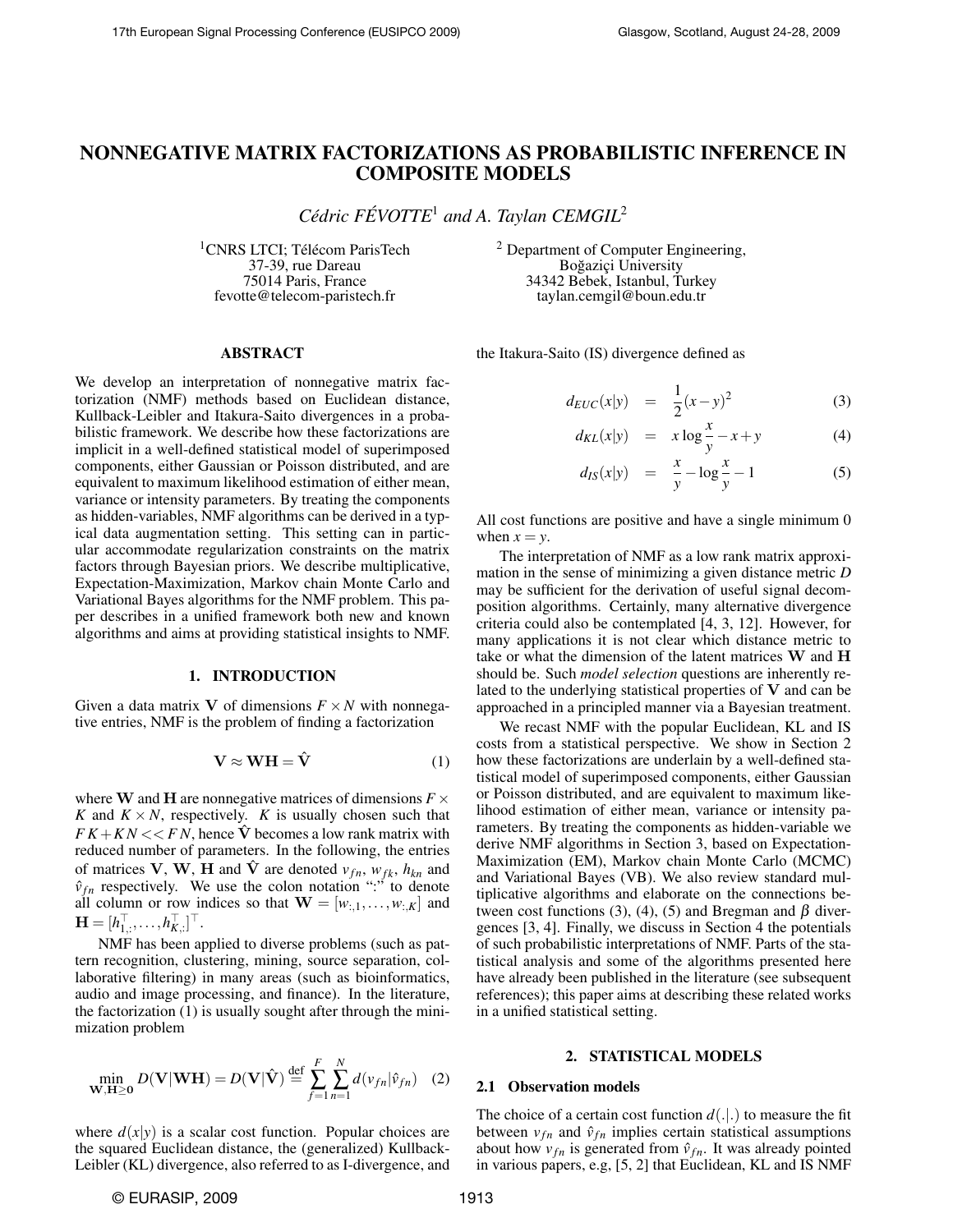# NONNEGATIVE MATRIX FACTORIZATIONS AS PROBABILISTIC INFERENCE IN COMPOSITE MODELS

*Cédric FÉVOTTE*[1] *and A. Taylan CEMGIL*[2]

[1]CNRS LTCI; Télécom ParisTech
37-39, rue Dareau
75014 Paris, France
fevotte@telecom-paristech.fr

[2] Department of Computer Engineering,
Boğaziçi University
34342 Bebek, Istanbul, Turkey
taylan.cemgil@boun.edu.tr

## ABSTRACT

We develop an interpretation of nonnegative matrix factorization (NMF) methods based on Euclidean distance, Kullback-Leibler and Itakura-Saito divergences in a probabilistic framework. We describe how these factorizations are implicit in a well-defined statistical model of superimposed components, either Gaussian or Poisson distributed, and are equivalent to maximum likelihood estimation of either mean, variance or intensity parameters. By treating the components as hidden-variables, NMF algorithms can be derived in a typical data augmentation setting. This setting can in particular accommodate regularization constraints on the matrix factors through Bayesian priors. We describe multiplicative, Expectation-Maximization, Markov chain Monte Carlo and Variational Bayes algorithms for the NMF problem. This paper describes in a unified framework both new and known algorithms and aims at providing statistical insights to NMF.

## 1. INTRODUCTION

Given a data matrix $\mathbf{V}$ of dimensions $F \times N$ with nonnegative entries, NMF is the problem of finding a factorization

$$\mathbf{V} \approx \mathbf{W}\mathbf{H} = \hat{\mathbf{V}} \tag{1}$$

where $\mathbf{W}$ and $\mathbf{H}$ are nonnegative matrices of dimensions $F \times K$ and $K \times N$, respectively. $K$ is usually chosen such that $FK + KN << FN$, hence $\hat{\mathbf{V}}$ becomes a low rank matrix with reduced number of parameters. In the following, the entries of matrices $\mathbf{V}$, $\mathbf{W}$, $\mathbf{H}$ and $\hat{\mathbf{V}}$ are denoted $v_{fn}$, $w_{fk}$, $h_{kn}$ and $\hat{v}_{fn}$ respectively. We use the colon notation ":" to denote all column or row indices so that $\mathbf{W} = [w_{:,1}, \ldots, w_{:,K}]$ and $\mathbf{H} = [h_{1,:}^\top, \ldots, h_{K,:}^\top]^\top$.

NMF has been applied to diverse problems (such as pattern recognition, clustering, mining, source separation, collaborative filtering) in many areas (such as bioinformatics, audio and image processing, and finance). In the literature, the factorization (1) is usually sought after through the minimization problem

$$\min_{\mathbf{W},\mathbf{H} \geq \mathbf{0}} D(\mathbf{V}|\mathbf{W}\mathbf{H}) = D(\mathbf{V}|\hat{\mathbf{V}}) \stackrel{\text{def}}{=} \sum_{f=1}^{F} \sum_{n=1}^{N} d(v_{fn}|\hat{v}_{fn}) \tag{2}$$

where $d(x|y)$ is a scalar cost function. Popular choices are the squared Euclidean distance, the (generalized) Kullback-Leibler (KL) divergence, also referred to as I-divergence, and the Itakura-Saito (IS) divergence defined as

$$d_{EUC}(x|y) = \frac{1}{2}(x-y)^2 \tag{3}$$

$$d_{KL}(x|y) = x \log \frac{x}{y} - x + y \tag{4}$$

$$d_{IS}(x|y) = \frac{x}{y} - \log \frac{x}{y} - 1 \tag{5}$$

All cost functions are positive and have a single minimum 0 when $x = y$.

The interpretation of NMF as a low rank matrix approximation in the sense of minimizing a given distance metric $D$ may be sufficient for the derivation of useful signal decomposition algorithms. Certainly, many alternative divergence criteria could also be contemplated [4, 3, 12]. However, for many applications it is not clear which distance metric to take or what the dimension of the latent matrices $\mathbf{W}$ and $\mathbf{H}$ should be. Such *model selection* questions are inherently related to the underlying statistical properties of $\mathbf{V}$ and can be approached in a principled manner via a Bayesian treatment.

We recast NMF with the popular Euclidean, KL and IS costs from a statistical perspective. We show in Section 2 how these factorizations are underlain by a well-defined statistical model of superimposed components, either Gaussian or Poisson distributed, and are equivalent to maximum likelihood estimation of either mean, variance or intensity parameters. By treating the components as hidden-variable we derive NMF algorithms in Section 3, based on Expectation-Maximization (EM), Markov chain Monte Carlo (MCMC) and Variational Bayes (VB). We also review standard multiplicative algorithms and elaborate on the connections between cost functions (3), (4), (5) and Bregman and $\beta$ divergences [3, 4]. Finally, we discuss in Section 4 the potentials of such probabilistic interpretations of NMF. Parts of the statistical analysis and some of the algorithms presented here have already been published in the literature (see subsequent references); this paper aims at describing these related works in a unified statistical setting.

## 2. STATISTICAL MODELS

### 2.1 Observation models

The choice of a certain cost function $d(.|.)$ to measure the fit between $v_{fn}$ and $\hat{v}_{fn}$ implies certain statistical assumptions about how $v_{fn}$ is generated from $\hat{v}_{fn}$. It was already pointed in various papers, e.g, [5, 2] that Euclidean, KL and IS NMF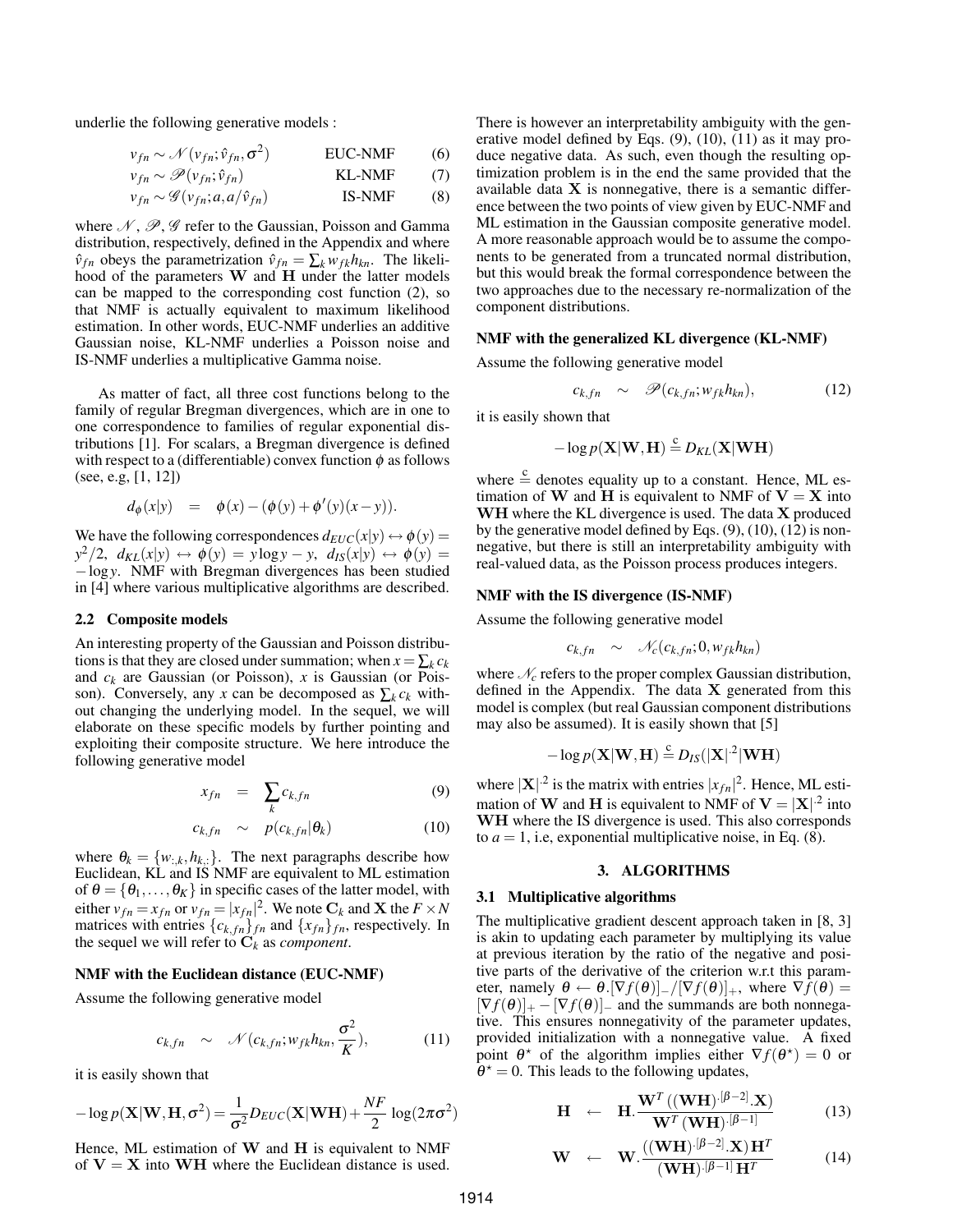underlie the following generative models :

$$v_{fn} \sim \mathcal{N}(v_{fn}; \hat{v}_{fn}, \sigma^2) \qquad \text{EUC-NMF} \qquad (6)$$

$$v_{fn} \sim \mathcal{P}(v_{fn}; \hat{v}_{fn}) \qquad \text{KL-NMF} \qquad (7)$$

$$v_{fn} \sim \mathcal{G}(v_{fn}; a, a/\hat{v}_{fn}) \qquad \text{IS-NMF} \qquad (8)$$

where $\mathcal{N}, \mathcal{P}, \mathcal{G}$ refer to the Gaussian, Poisson and Gamma distribution, respectively, defined in the Appendix and where $\hat{v}_{fn}$ obeys the parametrization $\hat{v}_{fn} = \sum_k w_{fk} h_{kn}$. The likelihood of the parameters $\mathbf{W}$ and $\mathbf{H}$ under the latter models can be mapped to the corresponding cost function (2), so that NMF is actually equivalent to maximum likelihood estimation. In other words, EUC-NMF underlies an additive Gaussian noise, KL-NMF underlies a Poisson noise and IS-NMF underlies a multiplicative Gamma noise.

As matter of fact, all three cost functions belong to the family of regular Bregman divergences, which are in one to one correspondence to families of regular exponential distributions [1]. For scalars, a Bregman divergence is defined with respect to a (differentiable) convex function $\phi$ as follows (see, e.g, [1, 12])

$$d_\phi(x|y) \quad = \quad \phi(x) - (\phi(y) + \phi'(y)(x-y)).$$

We have the following correspondences $d_{EUC}(x|y) \leftrightarrow \phi(y) = y^2/2$, $d_{KL}(x|y) \leftrightarrow \phi(y) = y \log y - y$, $d_{IS}(x|y) \leftrightarrow \phi(y) = -\log y$. NMF with Bregman divergences has been studied in [4] where various multiplicative algorithms are described.

### 2.2 Composite models

An interesting property of the Gaussian and Poisson distributions is that they are closed under summation; when $x = \sum_k c_k$ and $c_k$ are Gaussian (or Poisson), $x$ is Gaussian (or Poisson). Conversely, any $x$ can be decomposed as $\sum_k c_k$ without changing the underlying model. In the sequel, we will elaborate on these specific models by further pointing and exploiting their composite structure. We here introduce the following generative model

$$x_{fn} \quad = \quad \sum_k c_{k,fn} \qquad (9)$$

$$c_{k,fn} \quad \sim \quad p(c_{k,fn}|\theta_k) \qquad (10)$$

where $\theta_k = \{w_{:,k}, h_{k,:}\}$. The next paragraphs describe how Euclidean, KL and IS NMF are equivalent to ML estimation of $\theta = \{\theta_1, \ldots, \theta_K\}$ in specific cases of the latter model, with either $v_{fn} = x_{fn}$ or $v_{fn} = |x_{fn}|^2$. We note $\mathbf{C}_k$ and $\mathbf{X}$ the $F \times N$ matrices with entries $\{c_{k,fn}\}_{fn}$ and $\{x_{fn}\}_{fn}$, respectively. In the sequel we will refer to $\mathbf{C}_k$ as *component*.

**NMF with the Euclidean distance (EUC-NMF)**

Assume the following generative model

$$c_{k,fn} \quad \sim \quad \mathcal{N}(c_{k,fn}; w_{fk} h_{kn}, \frac{\sigma^2}{K}), \qquad (11)$$

it is easily shown that

$$-\log p(\mathbf{X}|\mathbf{W},\mathbf{H},\sigma^2) = \frac{1}{\sigma^2} D_{EUC}(\mathbf{X}|\mathbf{WH}) + \frac{NF}{2}\log(2\pi\sigma^2)$$

Hence, ML estimation of $\mathbf{W}$ and $\mathbf{H}$ is equivalent to NMF of $\mathbf{V} = \mathbf{X}$ into $\mathbf{WH}$ where the Euclidean distance is used. There is however an interpretability ambiguity with the generative model defined by Eqs. (9), (10), (11) as it may produce negative data. As such, even though the resulting optimization problem is in the end the same provided that the available data $\mathbf{X}$ is nonnegative, there is a semantic difference between the two points of view given by EUC-NMF and ML estimation in the Gaussian composite generative model. A more reasonable approach would be to assume the components to be generated from a truncated normal distribution, but this would break the formal correspondence between the two approaches due to the necessary re-normalization of the component distributions.

**NMF with the generalized KL divergence (KL-NMF)**

Assume the following generative model

$$c_{k,fn} \quad \sim \quad \mathcal{P}(c_{k,fn}; w_{fk} h_{kn}), \qquad (12)$$

it is easily shown that

$$-\log p(\mathbf{X}|\mathbf{W},\mathbf{H}) \stackrel{c}{=} D_{KL}(\mathbf{X}|\mathbf{WH})$$

where $\stackrel{c}{=}$ denotes equality up to a constant. Hence, ML estimation of $\mathbf{W}$ and $\mathbf{H}$ is equivalent to NMF of $\mathbf{V} = \mathbf{X}$ into $\mathbf{WH}$ where the KL divergence is used. The data $\mathbf{X}$ produced by the generative model defined by Eqs. (9), (10), (12) is nonnegative, but there is still an interpretability ambiguity with real-valued data, as the Poisson process produces integers.

**NMF with the IS divergence (IS-NMF)**

Assume the following generative model

$$c_{k,fn} \quad \sim \quad \mathcal{N}_c(c_{k,fn}; 0, w_{fk} h_{kn})$$

where $\mathcal{N}_c$ refers to the proper complex Gaussian distribution, defined in the Appendix. The data $\mathbf{X}$ generated from this model is complex (but real Gaussian component distributions may also be assumed). It is easily shown that [5]

$$-\log p(\mathbf{X}|\mathbf{W},\mathbf{H}) \stackrel{c}{=} D_{IS}(|\mathbf{X}|^{\cdot 2}|\mathbf{WH})$$

where $|\mathbf{X}|^{\cdot 2}$ is the matrix with entries $|x_{fn}|^2$. Hence, ML estimation of $\mathbf{W}$ and $\mathbf{H}$ is equivalent to NMF of $\mathbf{V} = |\mathbf{X}|^{\cdot 2}$ into $\mathbf{WH}$ where the IS divergence is used. This also corresponds to $a = 1$, i.e, exponential multiplicative noise, in Eq. (8).

## 3. ALGORITHMS

### 3.1 Multiplicative algorithms

The multiplicative gradient descent approach taken in [8, 3] is akin to updating each parameter by multiplying its value at previous iteration by the ratio of the negative and positive parts of the derivative of the criterion w.r.t this parameter, namely $\theta \leftarrow \theta.[\nabla f(\theta)]_- / [\nabla f(\theta)]_+$, where $\nabla f(\theta) = [\nabla f(\theta)]_+ - [\nabla f(\theta)]_-$ and the summands are both nonnegative. This ensures nonnegativity of the parameter updates, provided initialization with a nonnegative value. A fixed point $\theta^\star$ of the algorithm implies either $\nabla f(\theta^\star) = 0$ or $\theta^\star = 0$. This leads to the following updates,

$$\mathbf{H} \quad \leftarrow \quad \mathbf{H}.\frac{\mathbf{W}^T\left((\mathbf{WH})^{\cdot[\beta-2]}.\mathbf{X}\right)}{\mathbf{W}^T(\mathbf{WH})^{\cdot[\beta-1]}} \qquad (13)$$

$$\mathbf{W} \quad \leftarrow \quad \mathbf{W}.\frac{\left((\mathbf{WH})^{\cdot[\beta-2]}.\mathbf{X}\right)\mathbf{H}^T}{(\mathbf{WH})^{\cdot[\beta-1]}\,\mathbf{H}^T} \qquad (14)$$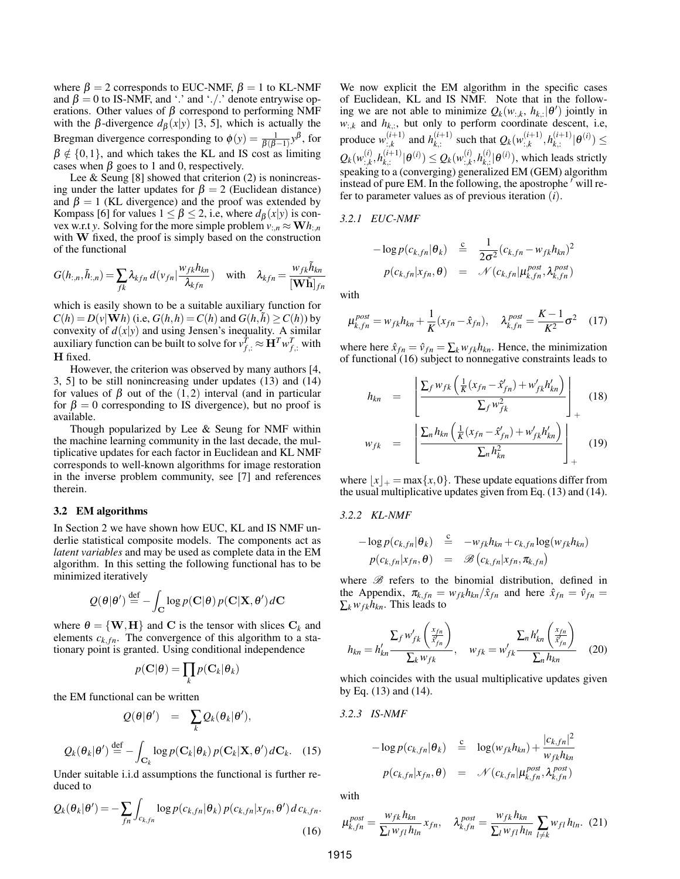where $\beta = 2$ corresponds to EUC-NMF, $\beta = 1$ to KL-NMF and $\beta = 0$ to IS-NMF, and '.' and './' denote entrywise operations. Other values of $\beta$ correspond to performing NMF with the $\beta$-divergence $d_\beta(x|y)$ [3, 5], which is actually the Bregman divergence corresponding to $\phi(y) = \frac{1}{\beta(\beta-1)} y^\beta$, for $\beta \notin \{0, 1\}$, and which takes the KL and IS cost as limiting cases when $\beta$ goes to 1 and 0, respectively.

Lee & Seung [8] showed that criterion (2) is nonincreasing under the latter updates for $\beta = 2$ (Euclidean distance) and $\beta = 1$ (KL divergence) and the proof was extended by Kompass [6] for values $1 \leq \beta \leq 2$, i.e, where $d_\beta(x|y)$ is convex w.r.t $y$. Solving for the more simple problem $v_{:n} \approx \mathbf{W} h_{:,n}$ with $\mathbf{W}$ fixed, the proof is simply based on the construction of the functional

$$G(h_{:,n}, \tilde{h}_{:,n}) = \sum_{fk} \lambda_{kfn}\, d(v_{fn} | \frac{w_{fk} h_{kn}}{\lambda_{kfn}}) \quad \text{with} \quad \lambda_{kfn} = \frac{w_{fk} \tilde{h}_{kn}}{[\mathbf{W}\tilde{\mathbf{h}}]_{fn}}$$

which is easily shown to be a suitable auxiliary function for $C(h) = D(v|\mathbf{W}h)$ (i.e, $G(h,h) = C(h)$ and $G(h, \tilde{h}) \geq C(h)$) by convexity of $d(x|y)$ and using Jensen's inequality. A similar auxiliary function can be built to solve for $v_{f,:}^T \approx \mathbf{H}^T w_{f,:}^T$ with $\mathbf{H}$ fixed.

However, the criterion was observed by many authors [4, 3, 5] to be still nonincreasing under updates (13) and (14) for values of $\beta$ out of the $(1, 2)$ interval (and in particular for $\beta = 0$ corresponding to IS divergence), but no proof is available.

Though popularized by Lee & Seung for NMF within the machine learning community in the last decade, the multiplicative updates for each factor in Euclidean and KL NMF corresponds to well-known algorithms for image restoration in the inverse problem community, see [7] and references therein.

### 3.2 EM algorithms

In Section 2 we have shown how EUC, KL and IS NMF underlie statistical composite models. The components act as *latent variables* and may be used as complete data in the EM algorithm. In this setting the following functional has to be minimized iteratively

$$Q(\theta|\theta') \stackrel{\text{def}}{=} -\int_{\mathbf{C}} \log p(\mathbf{C}|\theta)\, p(\mathbf{C}|\mathbf{X}, \theta')\, d\mathbf{C}$$

where $\theta = \{\mathbf{W}, \mathbf{H}\}$ and $\mathbf{C}$ is the tensor with slices $\mathbf{C}_k$ and elements $c_{k,fn}$. The convergence of this algorithm to a stationary point is granted. Using conditional independence

$$p(\mathbf{C}|\theta) = \prod_k p(\mathbf{C}_k|\theta_k)$$

the EM functional can be written

$$Q(\theta|\theta') = \sum_k Q_k(\theta_k|\theta'),$$

$$Q_k(\theta_k|\theta') \stackrel{\text{def}}{=} -\int_{\mathbf{C}_k} \log p(\mathbf{C}_k|\theta_k)\, p(\mathbf{C}_k|\mathbf{X}, \theta')\, d\mathbf{C}_k. \quad (15)$$

Under suitable i.i.d assumptions the functional is further reduced to

$$Q_k(\theta_k|\theta') = -\sum_{fn} \int_{c_{k,fn}} \log p(c_{k,fn}|\theta_k)\, p(c_{k,fn}|x_{fn}, \theta')\, d\,c_{k,fn}. \quad (16)$$

We now explicit the EM algorithm in the specific cases of Euclidean, KL and IS NMF. Note that in the following we are not able to minimize $Q_k(w_{:,k}, h_{k,:}|\theta')$ jointly in $w_{:,k}$ and $h_{k,:}$, but only to perform coordinate descent, i.e, produce $w_{:,k}^{(i+1)}$ and $h_{k,:}^{(i+1)}$ such that $Q_k(w_{:,k}^{(i+1)}, h_{k,:}^{(i+1)}|\theta^{(i)}) \leq Q_k(w_{:,k}^{(i)}, h_{k,:}^{(i+1)}|\theta^{(i)}) \leq Q_k(w_{:,k}^{(i)}, h_{k,:}^{(i)}|\theta^{(i)})$, which leads strictly speaking to a (converging) generalized EM (GEM) algorithm instead of pure EM. In the following, the apostrophe $'$ will refer to parameter values as of previous iteration $(i)$.

#### 3.2.1 EUC-NMF

$$-\log p(c_{k,fn}|\theta_k) \stackrel{c}{=} \frac{1}{2\sigma^2}(c_{k,fn} - w_{fk}h_{kn})^2$$
$$p(c_{k,fn}|x_{fn}, \theta) = \mathcal{N}(c_{k,fn}|\mu_{k,fn}^{post}, \lambda_{k,fn}^{post})$$

with

$$\mu_{k,fn}^{post} = w_{fk}h_{kn} + \frac{1}{K}(x_{fn} - \hat{x}_{fn}), \quad \lambda_{k,fn}^{post} = \frac{K-1}{K^2}\sigma^2 \quad (17)$$

where here $\hat{x}_{fn} = \hat{v}_{fn} = \sum_k w_{fk}h_{kn}$. Hence, the minimization of functional (16) subject to nonnegative constraints leads to

$$h_{kn} = \left\lfloor \frac{\sum_f w_{fk}\left(\frac{1}{K}(x_{fn} - \hat{x}'_{fn}) + w'_{fk}h'_{kn}\right)}{\sum_f w_{fk}^2} \right\rfloor_+ \quad (18)$$

$$w_{fk} = \left\lfloor \frac{\sum_n h_{kn}\left(\frac{1}{K}(x_{fn} - \hat{x}'_{fn}) + w'_{fk}h'_{kn}\right)}{\sum_n h_{kn}^2} \right\rfloor_+ \quad (19)$$

where $\lfloor x \rfloor_+ = \max\{x, 0\}$. These update equations differ from the usual multiplicative updates given from Eq. (13) and (14).

#### 3.2.2 KL-NMF

$$-\log p(c_{k,fn}|\theta_k) \stackrel{c}{=} -w_{fk}h_{kn} + c_{k,fn}\log(w_{fk}h_{kn})$$
$$p(c_{k,fn}|x_{fn}, \theta) = \mathscr{B}\left(c_{k,fn}|x_{fn}, \pi_{k,fn}\right)$$

where $\mathscr{B}$ refers to the binomial distribution, defined in the Appendix, $\pi_{k,fn} = w_{fk}h_{kn}/\hat{x}_{fn}$ and here $\hat{x}_{fn} = \hat{v}_{fn} = \sum_k w_{fk}h_{kn}$. This leads to

$$h_{kn} = h'_{kn}\frac{\sum_f w'_{fk}\left(\frac{x_{fn}}{\hat{x}'_{fn}}\right)}{\sum_k w_{fk}}, \quad w_{fk} = w'_{fk}\frac{\sum_n h'_{kn}\left(\frac{x_{fn}}{\hat{x}'_{fn}}\right)}{\sum_n h_{kn}} \quad (20)$$

which coincides with the usual multiplicative updates given by Eq. (13) and (14).

#### 3.2.3 IS-NMF

$$-\log p(c_{k,fn}|\theta_k) \stackrel{c}{=} \log(w_{fk}h_{kn}) + \frac{|c_{k,fn}|^2}{w_{fk}h_{kn}}$$
$$p(c_{k,fn}|x_{fn}, \theta) = \mathcal{N}(c_{k,fn}|\mu_{k,fn}^{post}, \lambda_{k,fn}^{post})$$

with

$$\mu_{k,fn}^{post} = \frac{w_{fk}h_{kn}}{\sum_l w_{fl}h_{ln}}x_{fn}, \quad \lambda_{k,fn}^{post} = \frac{w_{fk}h_{kn}}{\sum_l w_{fl}h_{ln}}\sum_{l \neq k} w_{fl}h_{ln}. \quad (21)$$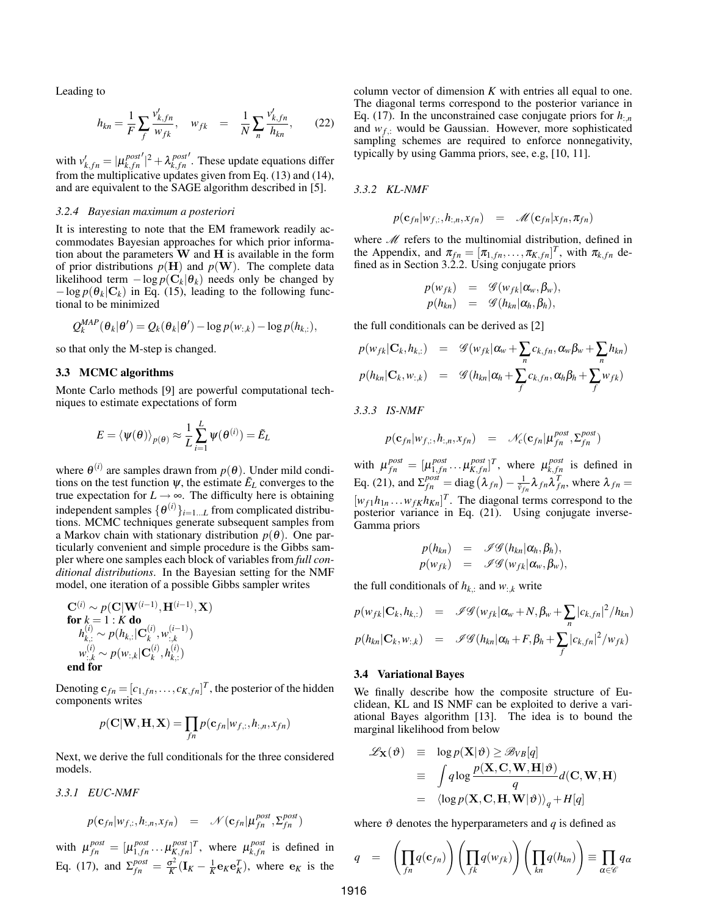Leading to

$$h_{kn} = \frac{1}{F}\sum_f \frac{v'_{k,fn}}{w_{fk}}, \quad w_{fk} \quad = \quad \frac{1}{N}\sum_n \frac{v'_{k,fn}}{h_{kn}}, \qquad (22)$$

with $v'_{k,fn} = |\mu^{post\,\prime}_{k,fn}|^2 + \lambda^{post\,\prime}_{k,fn}$. These update equations differ from the multiplicative updates given from Eq. (13) and (14), and are equivalent to the SAGE algorithm described in [5].

#### 3.2.4 Bayesian maximum a posteriori

It is interesting to note that the EM framework readily accommodates Bayesian approaches for which prior information about the parameters $\mathbf{W}$ and $\mathbf{H}$ is available in the form of prior distributions $p(\mathbf{H})$ and $p(\mathbf{W})$. The complete data likelihood term $-\log p(\mathbf{C}_k|\theta_k)$ needs only be changed by $-\log p(\theta_k|\mathbf{C}_k)$ in Eq. (15), leading to the following functional to be minimized

$$Q_k^{MAP}(\theta_k|\theta') = Q_k(\theta_k|\theta') - \log p(w_{:,k}) - \log p(h_{k,:}),$$

so that only the M-step is changed.

### 3.3 MCMC algorithms

Monte Carlo methods [9] are powerful computational techniques to estimate expectations of form

$$E = \langle \psi(\theta) \rangle_{p(\theta)} \approx \frac{1}{L}\sum_{i=1}^{L} \psi(\theta^{(i)}) = \tilde{E}_L$$

where $\theta^{(i)}$ are samples drawn from $p(\theta)$. Under mild conditions on the test function $\psi$, the estimate $\tilde{E}_L$ converges to the true expectation for $L \to \infty$. The difficulty here is obtaining independent samples $\{\theta^{(i)}\}_{i=1\dots L}$ from complicated distributions. MCMC techniques generate subsequent samples from a Markov chain with stationary distribution $p(\theta)$. One particularly convenient and simple procedure is the Gibbs sampler where one samples each block of variables from *full conditional distributions*. In the Bayesian setting for the NMF model, one iteration of a possible Gibbs sampler writes

$\mathbf{C}^{(i)} \sim p(\mathbf{C}|\mathbf{W}^{(i-1)}, \mathbf{H}^{(i-1)}, \mathbf{X})$
**for** $k = 1 : K$ **do**
$\quad h_{k,:}^{(i)} \sim p(h_{k,:}|\mathbf{C}_k^{(i)}, w_{:,k}^{(i-1)})$
$\quad w_{:,k}^{(i)} \sim p(w_{:,k}|\mathbf{C}_k^{(i)}, h_{k,:}^{(i)})$
**end for**

Denoting $\mathbf{c}_{fn} = [c_{1,fn}, \dots, c_{K,fn}]^T$, the posterior of the hidden components writes

$$p(\mathbf{C}|\mathbf{W},\mathbf{H},\mathbf{X}) = \prod_{fn} p(\mathbf{c}_{fn}|w_{f,:}, h_{:,n}, x_{fn})$$

Next, we derive the full conditionals for the three considered models.

#### 3.3.1 EUC-NMF

$$p(\mathbf{c}_{fn}|w_{f,:}, h_{:,n}, x_{fn}) \quad = \quad \mathcal{N}(\mathbf{c}_{fn}|\mu_{fn}^{post}, \Sigma_{fn}^{post})$$

with $\mu_{fn}^{post} = [\mu_{1,fn}^{post} \dots \mu_{K,fn}^{post}]^T$, where $\mu_{k,fn}^{post}$ is defined in Eq. (17), and $\Sigma_{fn}^{post} = \frac{\sigma^2}{K}(\mathbf{I}_K - \frac{1}{K}\mathbf{e}_K\mathbf{e}_K^T)$, where $\mathbf{e}_K$ is the column vector of dimension $K$ with entries all equal to one. The diagonal terms correspond to the posterior variance in Eq. (17). In the unconstrained case conjugate priors for $h_{:,n}$ and $w_{f,:}$ would be Gaussian. However, more sophisticated sampling schemes are required to enforce nonnegativity, typically by using Gamma priors, see, e.g, [10, 11].

#### 3.3.2 KL-NMF

$$p(\mathbf{c}_{fn}|w_{f,:}, h_{:,n}, x_{fn}) \quad = \quad \mathcal{M}(\mathbf{c}_{fn}|x_{fn}, \pi_{fn})$$

where $\mathcal{M}$ refers to the multinomial distribution, defined in the Appendix, and $\pi_{fn} = [\pi_{1,fn}, \dots, \pi_{K,fn}]^T$, with $\pi_{k,fn}$ defined as in Section 3.2.2. Using conjugate priors

$$\begin{aligned} p(w_{fk}) &= \mathcal{G}(w_{fk}|\alpha_w, \beta_w), \\ p(h_{kn}) &= \mathcal{G}(h_{kn}|\alpha_h, \beta_h), \end{aligned}$$

the full conditionals can be derived as [2]

$$\begin{aligned} p(w_{fk}|\mathbf{C}_k, h_{k,:}) &= \mathcal{G}(w_{fk}|\alpha_w + \sum_n c_{k,fn}, \alpha_w\beta_w + \sum_n h_{kn}) \\ p(h_{kn}|\mathbf{C}_k, w_{:,k}) &= \mathcal{G}(h_{kn}|\alpha_h + \sum_f c_{k,fn}, \alpha_h\beta_h + \sum_f w_{fk}) \end{aligned}$$

#### 3.3.3 IS-NMF

$$p(\mathbf{c}_{fn}|w_{f,:}, h_{:,n}, x_{fn}) \quad = \quad \mathcal{N}_c(\mathbf{c}_{fn}|\mu_{fn}^{post}, \Sigma_{fn}^{post})$$

with $\mu_{fn}^{post} = [\mu_{1,fn}^{post} \dots \mu_{K,fn}^{post}]^T$, where $\mu_{k,fn}^{post}$ is defined in Eq. (21), and $\Sigma_{fn}^{post} = \mathrm{diag}(\lambda_{fn}) - \frac{1}{\hat{v}_{fn}}\lambda_{fn}\lambda_{fn}^T$, where $\lambda_{fn} = [w_{f1}h_{1n} \dots w_{fK}h_{Kn}]^T$. The diagonal terms correspond to the posterior variance in Eq. (21). Using conjugate inverse-Gamma priors

$$\begin{aligned} p(h_{kn}) &= \mathcal{IG}(h_{kn}|\alpha_h, \beta_h), \\ p(w_{fk}) &= \mathcal{IG}(w_{fk}|\alpha_w, \beta_w), \end{aligned}$$

the full conditionals of $h_{k,:}$ and $w_{:,k}$ write

$$\begin{aligned} p(w_{fk}|\mathbf{C}_k, h_{k,:}) &= \mathcal{IG}(w_{fk}|\alpha_w + N, \beta_w + \sum_n |c_{k,fn}|^2/h_{kn}) \\ p(h_{kn}|\mathbf{C}_k, w_{:,k}) &= \mathcal{IG}(h_{kn}|\alpha_h + F, \beta_h + \sum_f |c_{k,fn}|^2/w_{fk}) \end{aligned}$$

### 3.4 Variational Bayes

We finally describe how the composite structure of Euclidean, KL and IS NMF can be exploited to derive a variational Bayes algorithm [13]. The idea is to bound the marginal likelihood from below

$$\begin{aligned} \mathcal{L}_{\mathbf{X}}(\vartheta) &\equiv \log p(\mathbf{X}|\vartheta) \geq \mathcal{B}_{VB}[q] \\ &\equiv \int q \log \frac{p(\mathbf{X},\mathbf{C},\mathbf{W},\mathbf{H}|\vartheta)}{q} d(\mathbf{C},\mathbf{W},\mathbf{H}) \\ &= \langle \log p(\mathbf{X},\mathbf{C},\mathbf{H},\mathbf{W}|\vartheta) \rangle_q + H[q] \end{aligned}$$

where $\vartheta$ denotes the hyperparameters and $q$ is defined as

$$q \quad = \quad \left(\prod_{fn} q(\mathbf{c}_{fn})\right)\left(\prod_{fk} q(w_{fk})\right)\left(\prod_{kn} q(h_{kn})\right) \equiv \prod_{\alpha \in \mathcal{C}} q_\alpha$$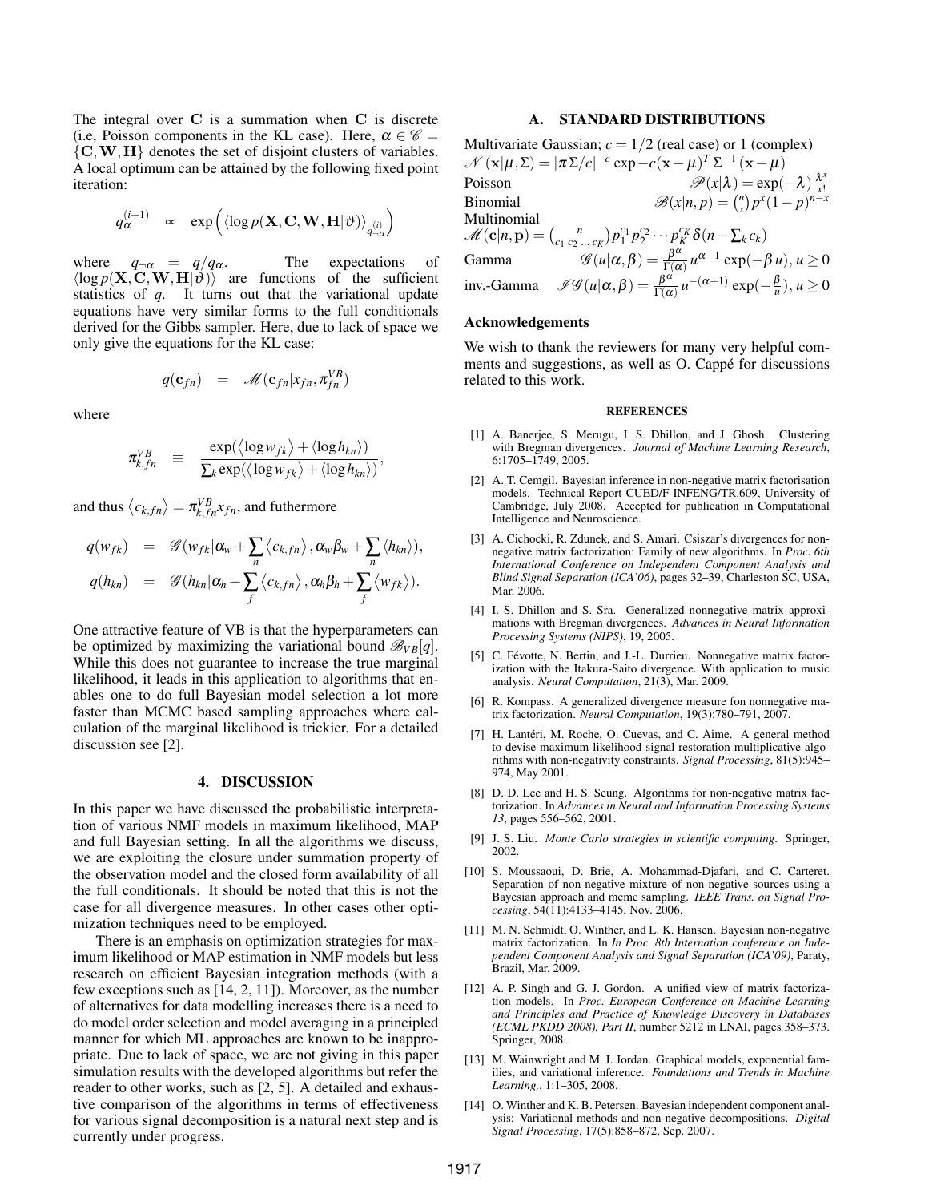The integral over $\mathbf{C}$ is a summation when $\mathbf{C}$ is discrete (i.e, Poisson components in the KL case). Here, $\alpha \in \mathscr{C} = \{\mathbf{C}, \mathbf{W}, \mathbf{H}\}$ denotes the set of disjoint clusters of variables. A local optimum can be attained by the following fixed point iteration:

$$q_\alpha^{(i+1)} \propto \exp\left(\langle \log p(\mathbf{X}, \mathbf{C}, \mathbf{W}, \mathbf{H}|\vartheta)\rangle_{q_{\neg\alpha}^{(i)}}\right)$$

where $q_{\neg\alpha} = q/q_\alpha$. The expectations of $\langle \log p(\mathbf{X}, \mathbf{C}, \mathbf{W}, \mathbf{H}|\vartheta)\rangle$ are functions of the sufficient statistics of $q$. It turns out that the variational update equations have very similar forms to the full conditionals derived for the Gibbs sampler. Here, due to lack of space we only give the equations for the KL case:

$$q(\mathbf{c}_{fn}) = \mathscr{M}(\mathbf{c}_{fn}|x_{fn}, \pi_{fn}^{VB})$$

where

$$\pi_{k,fn}^{VB} \equiv \frac{\exp(\langle \log w_{fk}\rangle + \langle \log h_{kn}\rangle)}{\sum_k \exp(\langle \log w_{fk}\rangle + \langle \log h_{kn}\rangle)},$$

and thus $\langle c_{k,fn}\rangle = \pi_{k,fn}^{VB} x_{fn}$, and futhermore

$$\begin{aligned} q(w_{fk}) &= \mathscr{G}(w_{fk}|\alpha_w + \sum_n \langle c_{k,fn}\rangle, \alpha_w\beta_w + \sum_n \langle h_{kn}\rangle), \\ q(h_{kn}) &= \mathscr{G}(h_{kn}|\alpha_h + \sum_f \langle c_{k,fn}\rangle, \alpha_h\beta_h + \sum_f \langle w_{fk}\rangle). \end{aligned}$$

One attractive feature of VB is that the hyperparameters can be optimized by maximizing the variational bound $\mathscr{B}_{VB}[q]$. While this does not guarantee to increase the true marginal likelihood, it leads in this application to algorithms that enables one to do full Bayesian model selection a lot more faster than MCMC based sampling approaches where calculation of the marginal likelihood is trickier. For a detailed discussion see [2].

## 4. DISCUSSION

In this paper we have discussed the probabilistic interpretation of various NMF models in maximum likelihood, MAP and full Bayesian setting. In all the algorithms we discuss, we are exploiting the closure under summation property of the observation model and the closed form availability of all the full conditionals. It should be noted that this is not the case for all divergence measures. In other cases other optimization techniques need to be employed.

There is an emphasis on optimization strategies for maximum likelihood or MAP estimation in NMF models but less research on efficient Bayesian integration methods (with a few exceptions such as [14, 2, 11]). Moreover, as the number of alternatives for data modelling increases there is a need to do model order selection and model averaging in a principled manner for which ML approaches are known to be inappropriate. Due to lack of space, we are not giving in this paper simulation results with the developed algorithms but refer the reader to other works, such as [2, 5]. A detailed and exhaustive comparison of the algorithms in terms of effectiveness for various signal decomposition is a natural next step and is currently under progress.

## A. STANDARD DISTRIBUTIONS

Multivariate Gaussian; $c = 1/2$ (real case) or 1 (complex)
$\mathscr{N}(\mathbf{x}|\mu, \Sigma) = |\pi\Sigma/c|^{-c} \exp -c(\mathbf{x}-\mu)^T \Sigma^{-1} (\mathbf{x}-\mu)$

Poisson $\quad \mathscr{P}(x|\lambda) = \exp(-\lambda)\frac{\lambda^x}{x!}$

Binomial $\quad \mathscr{B}(x|n,p) = \binom{n}{x} p^x (1-p)^{n-x}$

Multinomial
$\mathscr{M}(\mathbf{c}|n, \mathbf{p}) = \binom{n}{c_1\ c_2\ \ldots\ c_K} p_1^{c_1} p_2^{c_2} \cdots p_K^{c_K} \delta(n - \sum_k c_k)$

Gamma $\quad \mathscr{G}(u|\alpha,\beta) = \frac{\beta^\alpha}{\Gamma(\alpha)} u^{\alpha-1} \exp(-\beta u), u \geq 0$

inv.-Gamma $\quad \mathscr{IG}(u|\alpha,\beta) = \frac{\beta^\alpha}{\Gamma(\alpha)} u^{-(\alpha+1)} \exp(-\frac{\beta}{u}), u \geq 0$

### Acknowledgements

We wish to thank the reviewers for many very helpful comments and suggestions, as well as O. Cappé for discussions related to this work.

## REFERENCES

[1] A. Banerjee, S. Merugu, I. S. Dhillon, and J. Ghosh. Clustering with Bregman divergences. *Journal of Machine Learning Research*, 6:1705–1749, 2005.

[2] A. T. Cemgil. Bayesian inference in non-negative matrix factorisation models. Technical Report CUED/F-INFENG/TR.609, University of Cambridge, July 2008. Accepted for publication in Computational Intelligence and Neuroscience.

[3] A. Cichocki, R. Zdunek, and S. Amari. Csiszar's divergences for non-negative matrix factorization: Family of new algorithms. In *Proc. 6th International Conference on Independent Component Analysis and Blind Signal Separation (ICA'06)*, pages 32–39, Charleston SC, USA, Mar. 2006.

[4] I. S. Dhillon and S. Sra. Generalized nonnegative matrix approximations with Bregman divergences. *Advances in Neural Information Processing Systems (NIPS)*, 19, 2005.

[5] C. Févotte, N. Bertin, and J.-L. Durrieu. Nonnegative matrix factorization with the Itakura-Saito divergence. With application to music analysis. *Neural Computation*, 21(3), Mar. 2009.

[6] R. Kompass. A generalized divergence measure fon nonnegative matrix factorization. *Neural Computation*, 19(3):780–791, 2007.

[7] H. Lantéri, M. Roche, O. Cuevas, and C. Aime. A general method to devise maximum-likelihood signal restoration multiplicative algorithms with non-negativity constraints. *Signal Processing*, 81(5):945–974, May 2001.

[8] D. D. Lee and H. S. Seung. Algorithms for non-negative matrix factorization. In *Advances in Neural and Information Processing Systems 13*, pages 556–562, 2001.

[9] J. S. Liu. *Monte Carlo strategies in scientific computing*. Springer, 2002.

[10] S. Moussaoui, D. Brie, A. Mohammad-Djafari, and C. Carteret. Separation of non-negative mixture of non-negative sources using a Bayesian approach and mcmc sampling. *IEEE Trans. on Signal Processing*, 54(11):4133–4145, Nov. 2006.

[11] M. N. Schmidt, O. Winther, and L. K. Hansen. Bayesian non-negative matrix factorization. In *In Proc. 8th Internation conference on Independent Component Analysis and Signal Separation (ICA'09)*, Paraty, Brazil, Mar. 2009.

[12] A. P. Singh and G. J. Gordon. A unified view of matrix factorization models. In *Proc. European Conference on Machine Learning and Principles and Practice of Knowledge Discovery in Databases (ECML PKDD 2008), Part II*, number 5212 in LNAI, pages 358–373. Springer, 2008.

[13] M. Wainwright and M. I. Jordan. Graphical models, exponential families, and variational inference. *Foundations and Trends in Machine Learning,*, 1:1–305, 2008.

[14] O. Winther and K. B. Petersen. Bayesian independent component analysis: Variational methods and non-negative decompositions. *Digital Signal Processing*, 17(5):858–872, Sep. 2007.